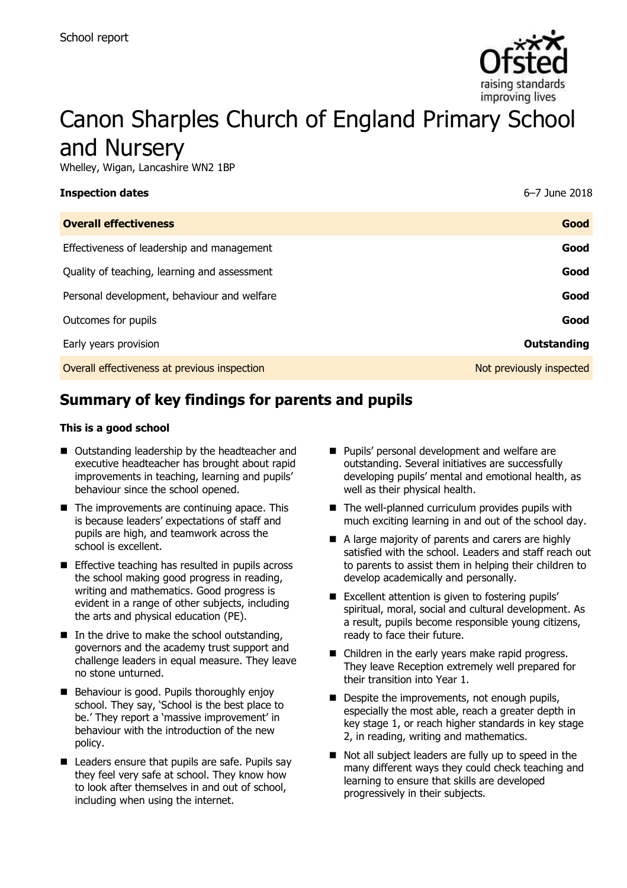School report

# Canon Sharples Church of England Primary School and Nursery

Whelley, Wigan, Lancashire WN2 1BP

| **Inspection dates** | 6–7 June 2018 |
|---|---|
| **Overall effectiveness** | **Good** |
| Effectiveness of leadership and management | **Good** |
| Quality of teaching, learning and assessment | **Good** |
| Personal development, behaviour and welfare | **Good** |
| Outcomes for pupils | **Good** |
| Early years provision | **Outstanding** |
| Overall effectiveness at previous inspection | Not previously inspected |

## Summary of key findings for parents and pupils

**This is a good school**

- Outstanding leadership by the headteacher and executive headteacher has brought about rapid improvements in teaching, learning and pupils' behaviour since the school opened.
- The improvements are continuing apace. This is because leaders' expectations of staff and pupils are high, and teamwork across the school is excellent.
- Effective teaching has resulted in pupils across the school making good progress in reading, writing and mathematics. Good progress is evident in a range of other subjects, including the arts and physical education (PE).
- In the drive to make the school outstanding, governors and the academy trust support and challenge leaders in equal measure. They leave no stone unturned.
- Behaviour is good. Pupils thoroughly enjoy school. They say, 'School is the best place to be.' They report a 'massive improvement' in behaviour with the introduction of the new policy.
- Leaders ensure that pupils are safe. Pupils say they feel very safe at school. They know how to look after themselves in and out of school, including when using the internet.
- Pupils' personal development and welfare are outstanding. Several initiatives are successfully developing pupils' mental and emotional health, as well as their physical health.
- The well-planned curriculum provides pupils with much exciting learning in and out of the school day.
- A large majority of parents and carers are highly satisfied with the school. Leaders and staff reach out to parents to assist them in helping their children to develop academically and personally.
- Excellent attention is given to fostering pupils' spiritual, moral, social and cultural development. As a result, pupils become responsible young citizens, ready to face their future.
- Children in the early years make rapid progress. They leave Reception extremely well prepared for their transition into Year 1.
- Despite the improvements, not enough pupils, especially the most able, reach a greater depth in key stage 1, or reach higher standards in key stage 2, in reading, writing and mathematics.
- Not all subject leaders are fully up to speed in the many different ways they could check teaching and learning to ensure that skills are developed progressively in their subjects.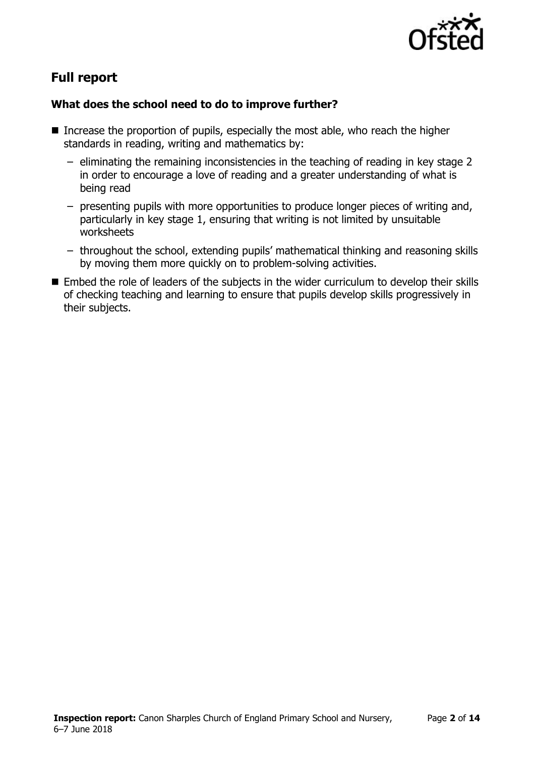## Full report

### What does the school need to do to improve further?

- Increase the proportion of pupils, especially the most able, who reach the higher standards in reading, writing and mathematics by:
  - eliminating the remaining inconsistencies in the teaching of reading in key stage 2 in order to encourage a love of reading and a greater understanding of what is being read
  - presenting pupils with more opportunities to produce longer pieces of writing and, particularly in key stage 1, ensuring that writing is not limited by unsuitable worksheets
  - throughout the school, extending pupils' mathematical thinking and reasoning skills by moving them more quickly on to problem-solving activities.
- Embed the role of leaders of the subjects in the wider curriculum to develop their skills of checking teaching and learning to ensure that pupils develop skills progressively in their subjects.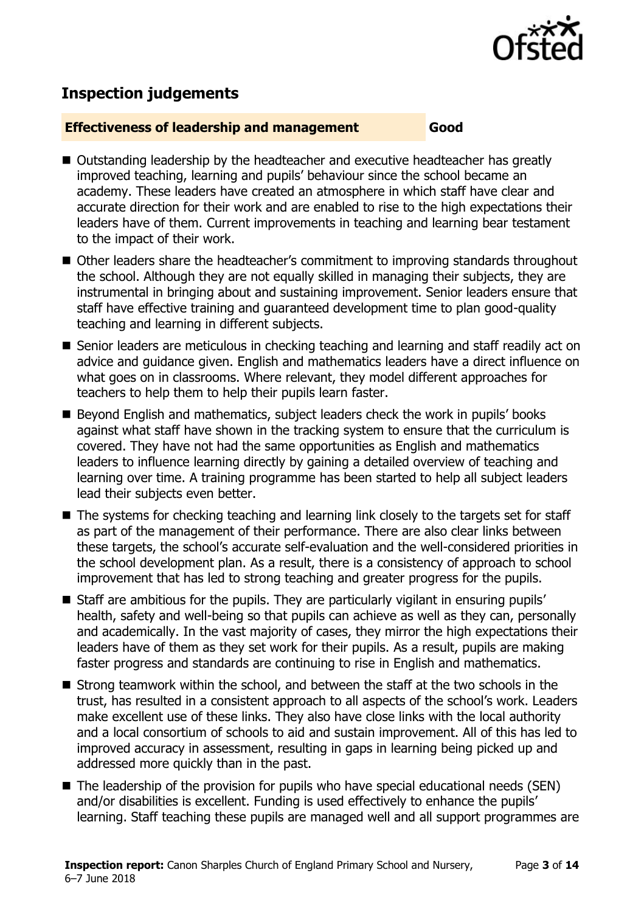## Inspection judgements

**Effectiveness of leadership and management** **Good**

- Outstanding leadership by the headteacher and executive headteacher has greatly improved teaching, learning and pupils' behaviour since the school became an academy. These leaders have created an atmosphere in which staff have clear and accurate direction for their work and are enabled to rise to the high expectations their leaders have of them. Current improvements in teaching and learning bear testament to the impact of their work.
- Other leaders share the headteacher's commitment to improving standards throughout the school. Although they are not equally skilled in managing their subjects, they are instrumental in bringing about and sustaining improvement. Senior leaders ensure that staff have effective training and guaranteed development time to plan good-quality teaching and learning in different subjects.
- Senior leaders are meticulous in checking teaching and learning and staff readily act on advice and guidance given. English and mathematics leaders have a direct influence on what goes on in classrooms. Where relevant, they model different approaches for teachers to help them to help their pupils learn faster.
- Beyond English and mathematics, subject leaders check the work in pupils' books against what staff have shown in the tracking system to ensure that the curriculum is covered. They have not had the same opportunities as English and mathematics leaders to influence learning directly by gaining a detailed overview of teaching and learning over time. A training programme has been started to help all subject leaders lead their subjects even better.
- The systems for checking teaching and learning link closely to the targets set for staff as part of the management of their performance. There are also clear links between these targets, the school's accurate self-evaluation and the well-considered priorities in the school development plan. As a result, there is a consistency of approach to school improvement that has led to strong teaching and greater progress for the pupils.
- Staff are ambitious for the pupils. They are particularly vigilant in ensuring pupils' health, safety and well-being so that pupils can achieve as well as they can, personally and academically. In the vast majority of cases, they mirror the high expectations their leaders have of them as they set work for their pupils. As a result, pupils are making faster progress and standards are continuing to rise in English and mathematics.
- Strong teamwork within the school, and between the staff at the two schools in the trust, has resulted in a consistent approach to all aspects of the school's work. Leaders make excellent use of these links. They also have close links with the local authority and a local consortium of schools to aid and sustain improvement. All of this has led to improved accuracy in assessment, resulting in gaps in learning being picked up and addressed more quickly than in the past.
- The leadership of the provision for pupils who have special educational needs (SEN) and/or disabilities is excellent. Funding is used effectively to enhance the pupils' learning. Staff teaching these pupils are managed well and all support programmes are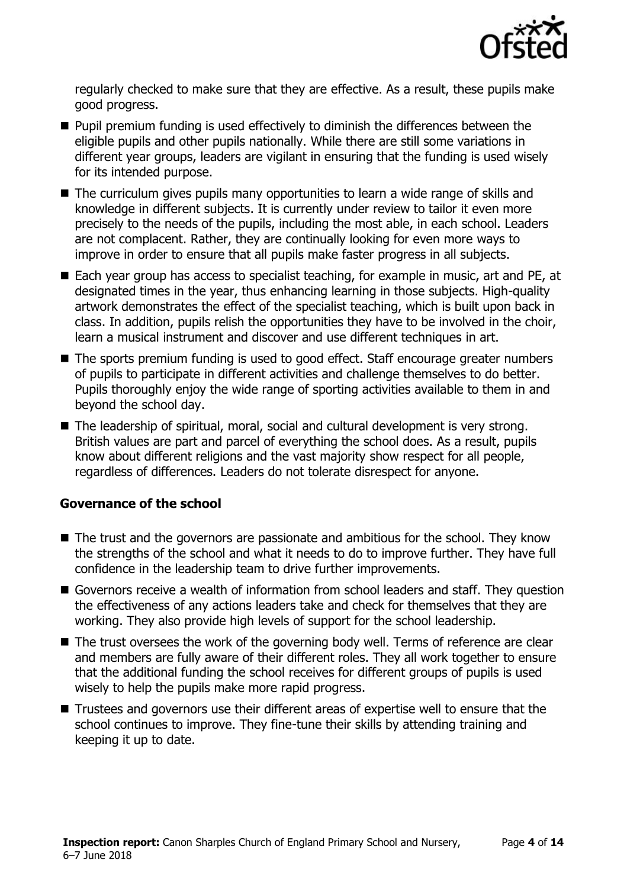regularly checked to make sure that they are effective. As a result, these pupils make good progress.

- Pupil premium funding is used effectively to diminish the differences between the eligible pupils and other pupils nationally. While there are still some variations in different year groups, leaders are vigilant in ensuring that the funding is used wisely for its intended purpose.
- The curriculum gives pupils many opportunities to learn a wide range of skills and knowledge in different subjects. It is currently under review to tailor it even more precisely to the needs of the pupils, including the most able, in each school. Leaders are not complacent. Rather, they are continually looking for even more ways to improve in order to ensure that all pupils make faster progress in all subjects.
- Each year group has access to specialist teaching, for example in music, art and PE, at designated times in the year, thus enhancing learning in those subjects. High-quality artwork demonstrates the effect of the specialist teaching, which is built upon back in class. In addition, pupils relish the opportunities they have to be involved in the choir, learn a musical instrument and discover and use different techniques in art.
- The sports premium funding is used to good effect. Staff encourage greater numbers of pupils to participate in different activities and challenge themselves to do better. Pupils thoroughly enjoy the wide range of sporting activities available to them in and beyond the school day.
- The leadership of spiritual, moral, social and cultural development is very strong. British values are part and parcel of everything the school does. As a result, pupils know about different religions and the vast majority show respect for all people, regardless of differences. Leaders do not tolerate disrespect for anyone.

### Governance of the school

- The trust and the governors are passionate and ambitious for the school. They know the strengths of the school and what it needs to do to improve further. They have full confidence in the leadership team to drive further improvements.
- Governors receive a wealth of information from school leaders and staff. They question the effectiveness of any actions leaders take and check for themselves that they are working. They also provide high levels of support for the school leadership.
- The trust oversees the work of the governing body well. Terms of reference are clear and members are fully aware of their different roles. They all work together to ensure that the additional funding the school receives for different groups of pupils is used wisely to help the pupils make more rapid progress.
- Trustees and governors use their different areas of expertise well to ensure that the school continues to improve. They fine-tune their skills by attending training and keeping it up to date.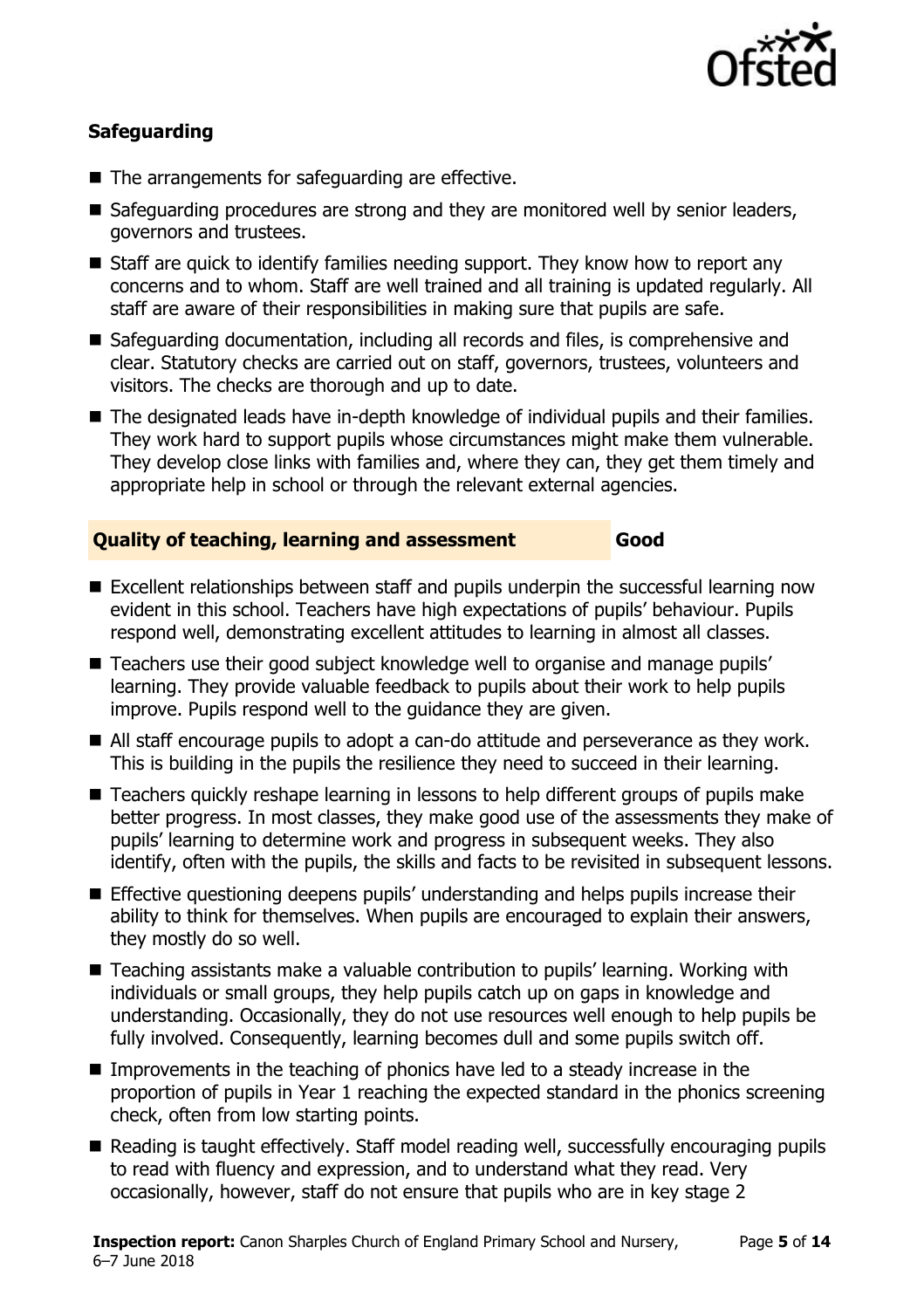### Safeguarding

- The arrangements for safeguarding are effective.
- Safeguarding procedures are strong and they are monitored well by senior leaders, governors and trustees.
- Staff are quick to identify families needing support. They know how to report any concerns and to whom. Staff are well trained and all training is updated regularly. All staff are aware of their responsibilities in making sure that pupils are safe.
- Safeguarding documentation, including all records and files, is comprehensive and clear. Statutory checks are carried out on staff, governors, trustees, volunteers and visitors. The checks are thorough and up to date.
- The designated leads have in-depth knowledge of individual pupils and their families. They work hard to support pupils whose circumstances might make them vulnerable. They develop close links with families and, where they can, they get them timely and appropriate help in school or through the relevant external agencies.

### Quality of teaching, learning and assessment — Good

- Excellent relationships between staff and pupils underpin the successful learning now evident in this school. Teachers have high expectations of pupils' behaviour. Pupils respond well, demonstrating excellent attitudes to learning in almost all classes.
- Teachers use their good subject knowledge well to organise and manage pupils' learning. They provide valuable feedback to pupils about their work to help pupils improve. Pupils respond well to the guidance they are given.
- All staff encourage pupils to adopt a can-do attitude and perseverance as they work. This is building in the pupils the resilience they need to succeed in their learning.
- Teachers quickly reshape learning in lessons to help different groups of pupils make better progress. In most classes, they make good use of the assessments they make of pupils' learning to determine work and progress in subsequent weeks. They also identify, often with the pupils, the skills and facts to be revisited in subsequent lessons.
- Effective questioning deepens pupils' understanding and helps pupils increase their ability to think for themselves. When pupils are encouraged to explain their answers, they mostly do so well.
- Teaching assistants make a valuable contribution to pupils' learning. Working with individuals or small groups, they help pupils catch up on gaps in knowledge and understanding. Occasionally, they do not use resources well enough to help pupils be fully involved. Consequently, learning becomes dull and some pupils switch off.
- Improvements in the teaching of phonics have led to a steady increase in the proportion of pupils in Year 1 reaching the expected standard in the phonics screening check, often from low starting points.
- Reading is taught effectively. Staff model reading well, successfully encouraging pupils to read with fluency and expression, and to understand what they read. Very occasionally, however, staff do not ensure that pupils who are in key stage 2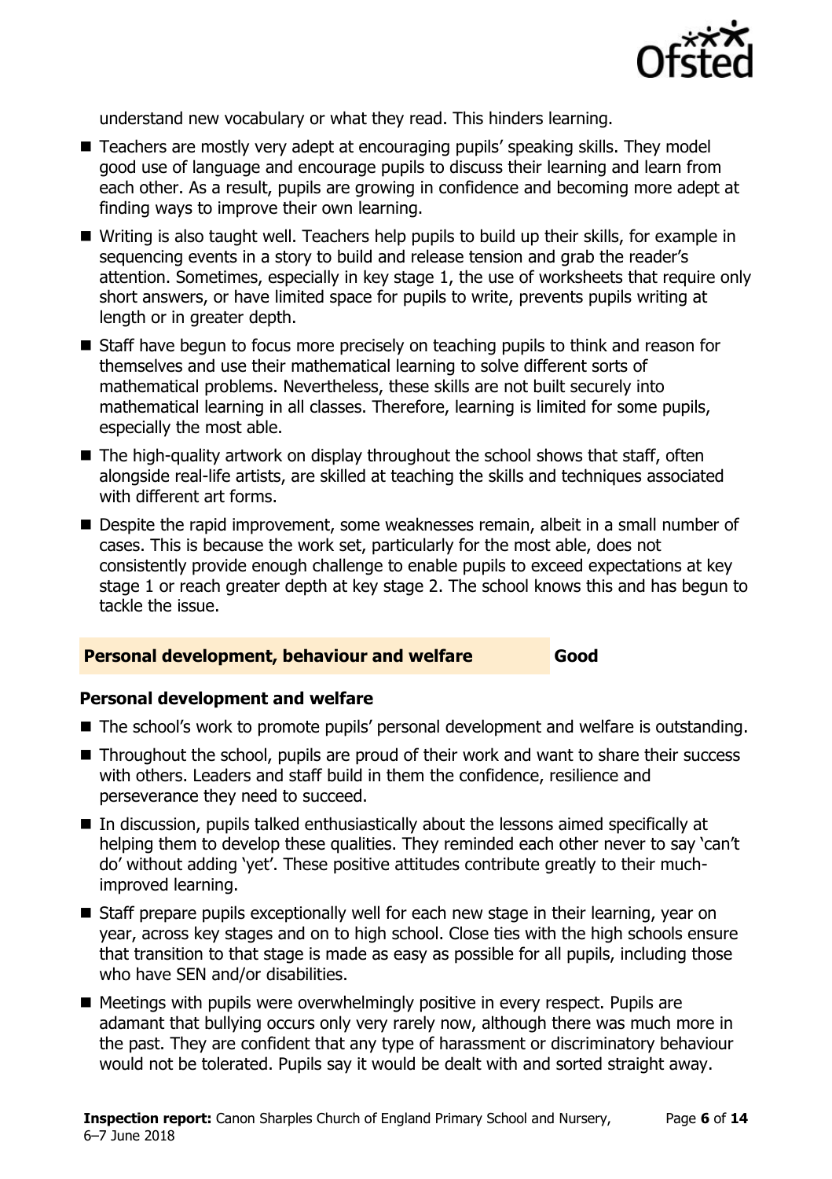understand new vocabulary or what they read. This hinders learning.

- Teachers are mostly very adept at encouraging pupils' speaking skills. They model good use of language and encourage pupils to discuss their learning and learn from each other. As a result, pupils are growing in confidence and becoming more adept at finding ways to improve their own learning.
- Writing is also taught well. Teachers help pupils to build up their skills, for example in sequencing events in a story to build and release tension and grab the reader's attention. Sometimes, especially in key stage 1, the use of worksheets that require only short answers, or have limited space for pupils to write, prevents pupils writing at length or in greater depth.
- Staff have begun to focus more precisely on teaching pupils to think and reason for themselves and use their mathematical learning to solve different sorts of mathematical problems. Nevertheless, these skills are not built securely into mathematical learning in all classes. Therefore, learning is limited for some pupils, especially the most able.
- The high-quality artwork on display throughout the school shows that staff, often alongside real-life artists, are skilled at teaching the skills and techniques associated with different art forms.
- Despite the rapid improvement, some weaknesses remain, albeit in a small number of cases. This is because the work set, particularly for the most able, does not consistently provide enough challenge to enable pupils to exceed expectations at key stage 1 or reach greater depth at key stage 2. The school knows this and has begun to tackle the issue.

## Personal development, behaviour and welfare — Good

### Personal development and welfare

- The school's work to promote pupils' personal development and welfare is outstanding.
- Throughout the school, pupils are proud of their work and want to share their success with others. Leaders and staff build in them the confidence, resilience and perseverance they need to succeed.
- In discussion, pupils talked enthusiastically about the lessons aimed specifically at helping them to develop these qualities. They reminded each other never to say 'can't do' without adding 'yet'. These positive attitudes contribute greatly to their much-improved learning.
- Staff prepare pupils exceptionally well for each new stage in their learning, year on year, across key stages and on to high school. Close ties with the high schools ensure that transition to that stage is made as easy as possible for all pupils, including those who have SEN and/or disabilities.
- Meetings with pupils were overwhelmingly positive in every respect. Pupils are adamant that bullying occurs only very rarely now, although there was much more in the past. They are confident that any type of harassment or discriminatory behaviour would not be tolerated. Pupils say it would be dealt with and sorted straight away.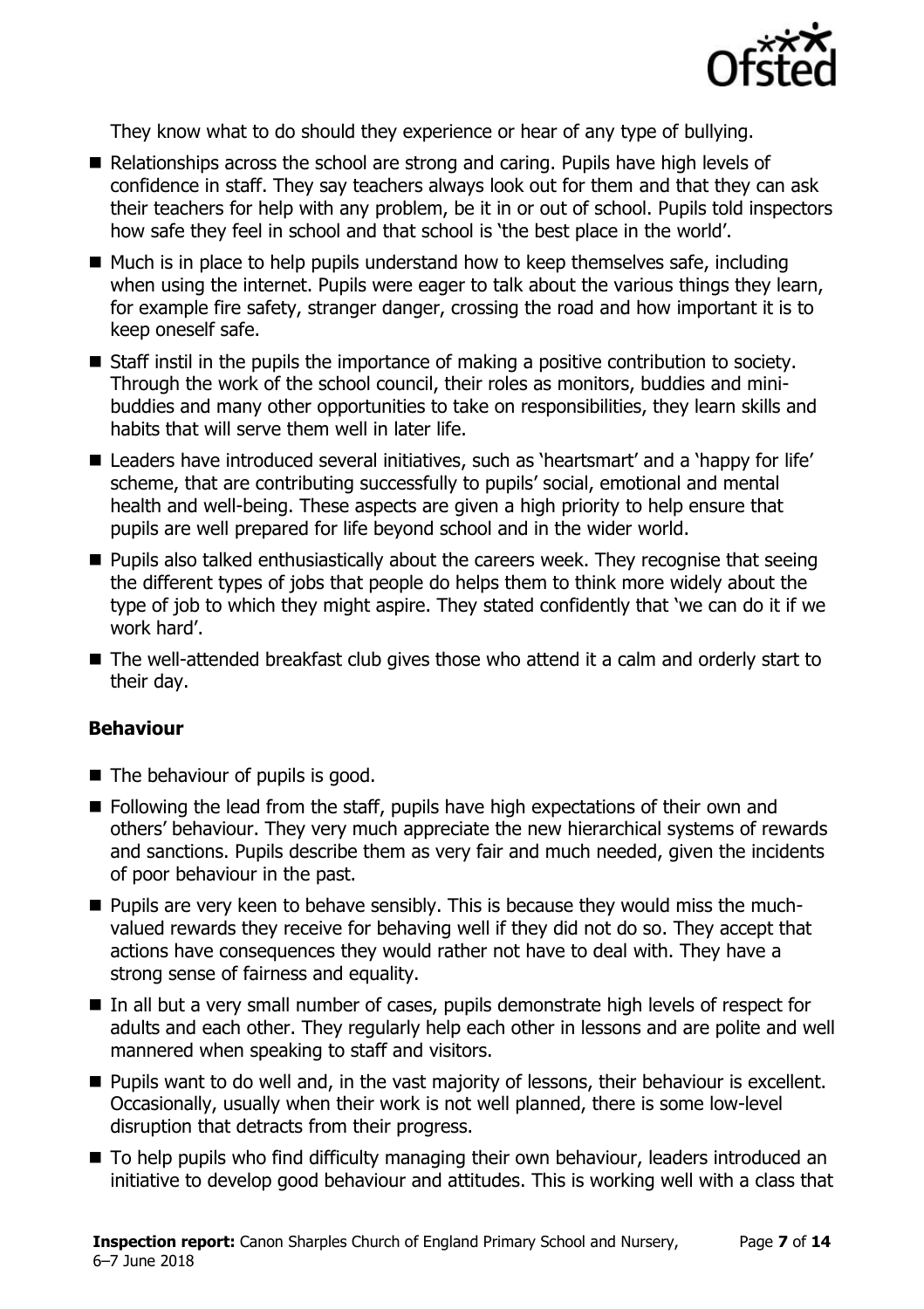They know what to do should they experience or hear of any type of bullying.

- Relationships across the school are strong and caring. Pupils have high levels of confidence in staff. They say teachers always look out for them and that they can ask their teachers for help with any problem, be it in or out of school. Pupils told inspectors how safe they feel in school and that school is 'the best place in the world'.
- Much is in place to help pupils understand how to keep themselves safe, including when using the internet. Pupils were eager to talk about the various things they learn, for example fire safety, stranger danger, crossing the road and how important it is to keep oneself safe.
- Staff instil in the pupils the importance of making a positive contribution to society. Through the work of the school council, their roles as monitors, buddies and mini-buddies and many other opportunities to take on responsibilities, they learn skills and habits that will serve them well in later life.
- Leaders have introduced several initiatives, such as 'heartsmart' and a 'happy for life' scheme, that are contributing successfully to pupils' social, emotional and mental health and well-being. These aspects are given a high priority to help ensure that pupils are well prepared for life beyond school and in the wider world.
- Pupils also talked enthusiastically about the careers week. They recognise that seeing the different types of jobs that people do helps them to think more widely about the type of job to which they might aspire. They stated confidently that 'we can do it if we work hard'.
- The well-attended breakfast club gives those who attend it a calm and orderly start to their day.

### Behaviour

- The behaviour of pupils is good.
- Following the lead from the staff, pupils have high expectations of their own and others' behaviour. They very much appreciate the new hierarchical systems of rewards and sanctions. Pupils describe them as very fair and much needed, given the incidents of poor behaviour in the past.
- Pupils are very keen to behave sensibly. This is because they would miss the much-valued rewards they receive for behaving well if they did not do so. They accept that actions have consequences they would rather not have to deal with. They have a strong sense of fairness and equality.
- In all but a very small number of cases, pupils demonstrate high levels of respect for adults and each other. They regularly help each other in lessons and are polite and well mannered when speaking to staff and visitors.
- Pupils want to do well and, in the vast majority of lessons, their behaviour is excellent. Occasionally, usually when their work is not well planned, there is some low-level disruption that detracts from their progress.
- To help pupils who find difficulty managing their own behaviour, leaders introduced an initiative to develop good behaviour and attitudes. This is working well with a class that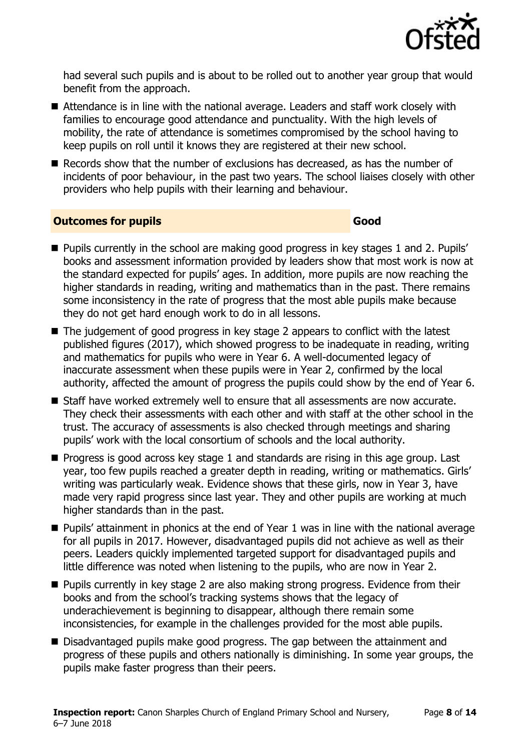had several such pupils and is about to be rolled out to another year group that would benefit from the approach.

- Attendance is in line with the national average. Leaders and staff work closely with families to encourage good attendance and punctuality. With the high levels of mobility, the rate of attendance is sometimes compromised by the school having to keep pupils on roll until it knows they are registered at their new school.
- Records show that the number of exclusions has decreased, as has the number of incidents of poor behaviour, in the past two years. The school liaises closely with other providers who help pupils with their learning and behaviour.

## Outcomes for pupils — Good

- Pupils currently in the school are making good progress in key stages 1 and 2. Pupils' books and assessment information provided by leaders show that most work is now at the standard expected for pupils' ages. In addition, more pupils are now reaching the higher standards in reading, writing and mathematics than in the past. There remains some inconsistency in the rate of progress that the most able pupils make because they do not get hard enough work to do in all lessons.
- The judgement of good progress in key stage 2 appears to conflict with the latest published figures (2017), which showed progress to be inadequate in reading, writing and mathematics for pupils who were in Year 6. A well-documented legacy of inaccurate assessment when these pupils were in Year 2, confirmed by the local authority, affected the amount of progress the pupils could show by the end of Year 6.
- Staff have worked extremely well to ensure that all assessments are now accurate. They check their assessments with each other and with staff at the other school in the trust. The accuracy of assessments is also checked through meetings and sharing pupils' work with the local consortium of schools and the local authority.
- Progress is good across key stage 1 and standards are rising in this age group. Last year, too few pupils reached a greater depth in reading, writing or mathematics. Girls' writing was particularly weak. Evidence shows that these girls, now in Year 3, have made very rapid progress since last year. They and other pupils are working at much higher standards than in the past.
- Pupils' attainment in phonics at the end of Year 1 was in line with the national average for all pupils in 2017. However, disadvantaged pupils did not achieve as well as their peers. Leaders quickly implemented targeted support for disadvantaged pupils and little difference was noted when listening to the pupils, who are now in Year 2.
- Pupils currently in key stage 2 are also making strong progress. Evidence from their books and from the school's tracking systems shows that the legacy of underachievement is beginning to disappear, although there remain some inconsistencies, for example in the challenges provided for the most able pupils.
- Disadvantaged pupils make good progress. The gap between the attainment and progress of these pupils and others nationally is diminishing. In some year groups, the pupils make faster progress than their peers.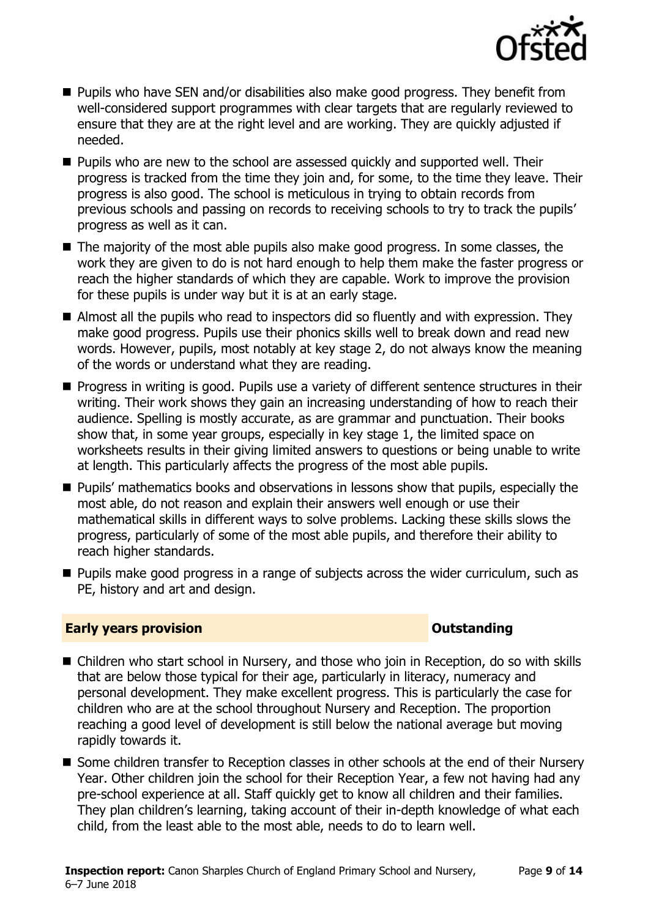- Pupils who have SEN and/or disabilities also make good progress. They benefit from well-considered support programmes with clear targets that are regularly reviewed to ensure that they are at the right level and are working. They are quickly adjusted if needed.
- Pupils who are new to the school are assessed quickly and supported well. Their progress is tracked from the time they join and, for some, to the time they leave. Their progress is also good. The school is meticulous in trying to obtain records from previous schools and passing on records to receiving schools to try to track the pupils' progress as well as it can.
- The majority of the most able pupils also make good progress. In some classes, the work they are given to do is not hard enough to help them make the faster progress or reach the higher standards of which they are capable. Work to improve the provision for these pupils is under way but it is at an early stage.
- Almost all the pupils who read to inspectors did so fluently and with expression. They make good progress. Pupils use their phonics skills well to break down and read new words. However, pupils, most notably at key stage 2, do not always know the meaning of the words or understand what they are reading.
- Progress in writing is good. Pupils use a variety of different sentence structures in their writing. Their work shows they gain an increasing understanding of how to reach their audience. Spelling is mostly accurate, as are grammar and punctuation. Their books show that, in some year groups, especially in key stage 1, the limited space on worksheets results in their giving limited answers to questions or being unable to write at length. This particularly affects the progress of the most able pupils.
- Pupils' mathematics books and observations in lessons show that pupils, especially the most able, do not reason and explain their answers well enough or use their mathematical skills in different ways to solve problems. Lacking these skills slows the progress, particularly of some of the most able pupils, and therefore their ability to reach higher standards.
- Pupils make good progress in a range of subjects across the wider curriculum, such as PE, history and art and design.

## Early years provision — Outstanding

- Children who start school in Nursery, and those who join in Reception, do so with skills that are below those typical for their age, particularly in literacy, numeracy and personal development. They make excellent progress. This is particularly the case for children who are at the school throughout Nursery and Reception. The proportion reaching a good level of development is still below the national average but moving rapidly towards it.
- Some children transfer to Reception classes in other schools at the end of their Nursery Year. Other children join the school for their Reception Year, a few not having had any pre-school experience at all. Staff quickly get to know all children and their families. They plan children's learning, taking account of their in-depth knowledge of what each child, from the least able to the most able, needs to do to learn well.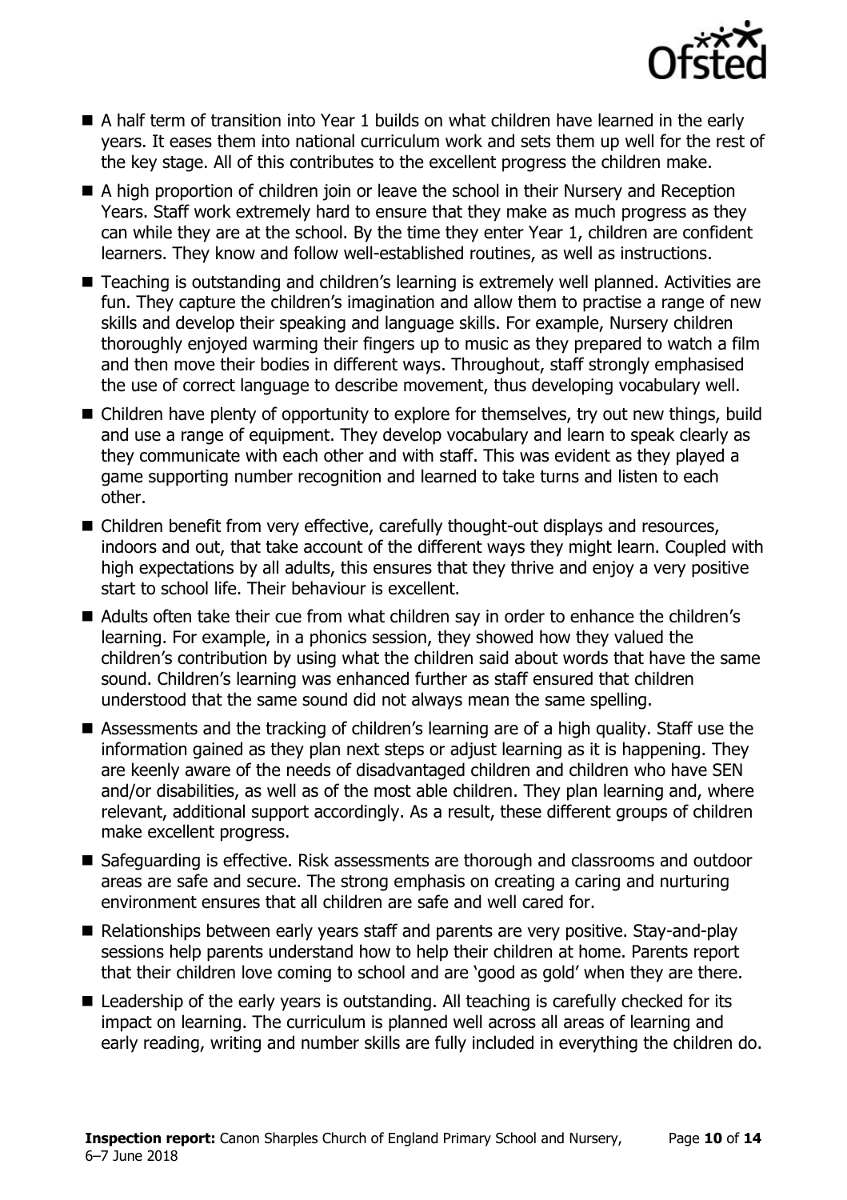- A half term of transition into Year 1 builds on what children have learned in the early years. It eases them into national curriculum work and sets them up well for the rest of the key stage. All of this contributes to the excellent progress the children make.
- A high proportion of children join or leave the school in their Nursery and Reception Years. Staff work extremely hard to ensure that they make as much progress as they can while they are at the school. By the time they enter Year 1, children are confident learners. They know and follow well-established routines, as well as instructions.
- Teaching is outstanding and children's learning is extremely well planned. Activities are fun. They capture the children's imagination and allow them to practise a range of new skills and develop their speaking and language skills. For example, Nursery children thoroughly enjoyed warming their fingers up to music as they prepared to watch a film and then move their bodies in different ways. Throughout, staff strongly emphasised the use of correct language to describe movement, thus developing vocabulary well.
- Children have plenty of opportunity to explore for themselves, try out new things, build and use a range of equipment. They develop vocabulary and learn to speak clearly as they communicate with each other and with staff. This was evident as they played a game supporting number recognition and learned to take turns and listen to each other.
- Children benefit from very effective, carefully thought-out displays and resources, indoors and out, that take account of the different ways they might learn. Coupled with high expectations by all adults, this ensures that they thrive and enjoy a very positive start to school life. Their behaviour is excellent.
- Adults often take their cue from what children say in order to enhance the children's learning. For example, in a phonics session, they showed how they valued the children's contribution by using what the children said about words that have the same sound. Children's learning was enhanced further as staff ensured that children understood that the same sound did not always mean the same spelling.
- Assessments and the tracking of children's learning are of a high quality. Staff use the information gained as they plan next steps or adjust learning as it is happening. They are keenly aware of the needs of disadvantaged children and children who have SEN and/or disabilities, as well as of the most able children. They plan learning and, where relevant, additional support accordingly. As a result, these different groups of children make excellent progress.
- Safeguarding is effective. Risk assessments are thorough and classrooms and outdoor areas are safe and secure. The strong emphasis on creating a caring and nurturing environment ensures that all children are safe and well cared for.
- Relationships between early years staff and parents are very positive. Stay-and-play sessions help parents understand how to help their children at home. Parents report that their children love coming to school and are 'good as gold' when they are there.
- Leadership of the early years is outstanding. All teaching is carefully checked for its impact on learning. The curriculum is planned well across all areas of learning and early reading, writing and number skills are fully included in everything the children do.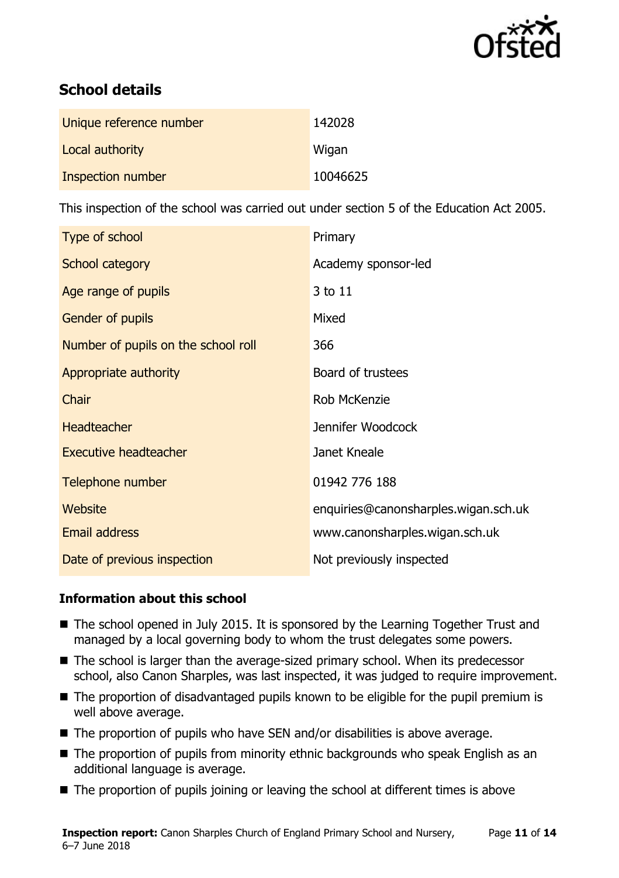## School details

| | |
|---|---|
| Unique reference number | 142028 |
| Local authority | Wigan |
| Inspection number | 10046625 |

This inspection of the school was carried out under section 5 of the Education Act 2005.

| | |
|---|---|
| Type of school | Primary |
| School category | Academy sponsor-led |
| Age range of pupils | 3 to 11 |
| Gender of pupils | Mixed |
| Number of pupils on the school roll | 366 |
| Appropriate authority | Board of trustees |
| Chair | Rob McKenzie |
| Headteacher | Jennifer Woodcock |
| Executive headteacher | Janet Kneale |
| Telephone number | 01942 776 188 |
| Website | enquiries@canonsharples.wigan.sch.uk |
| Email address | www.canonsharples.wigan.sch.uk |
| Date of previous inspection | Not previously inspected |

### Information about this school

- The school opened in July 2015. It is sponsored by the Learning Together Trust and managed by a local governing body to whom the trust delegates some powers.
- The school is larger than the average-sized primary school. When its predecessor school, also Canon Sharples, was last inspected, it was judged to require improvement.
- The proportion of disadvantaged pupils known to be eligible for the pupil premium is well above average.
- The proportion of pupils who have SEN and/or disabilities is above average.
- The proportion of pupils from minority ethnic backgrounds who speak English as an additional language is average.
- The proportion of pupils joining or leaving the school at different times is above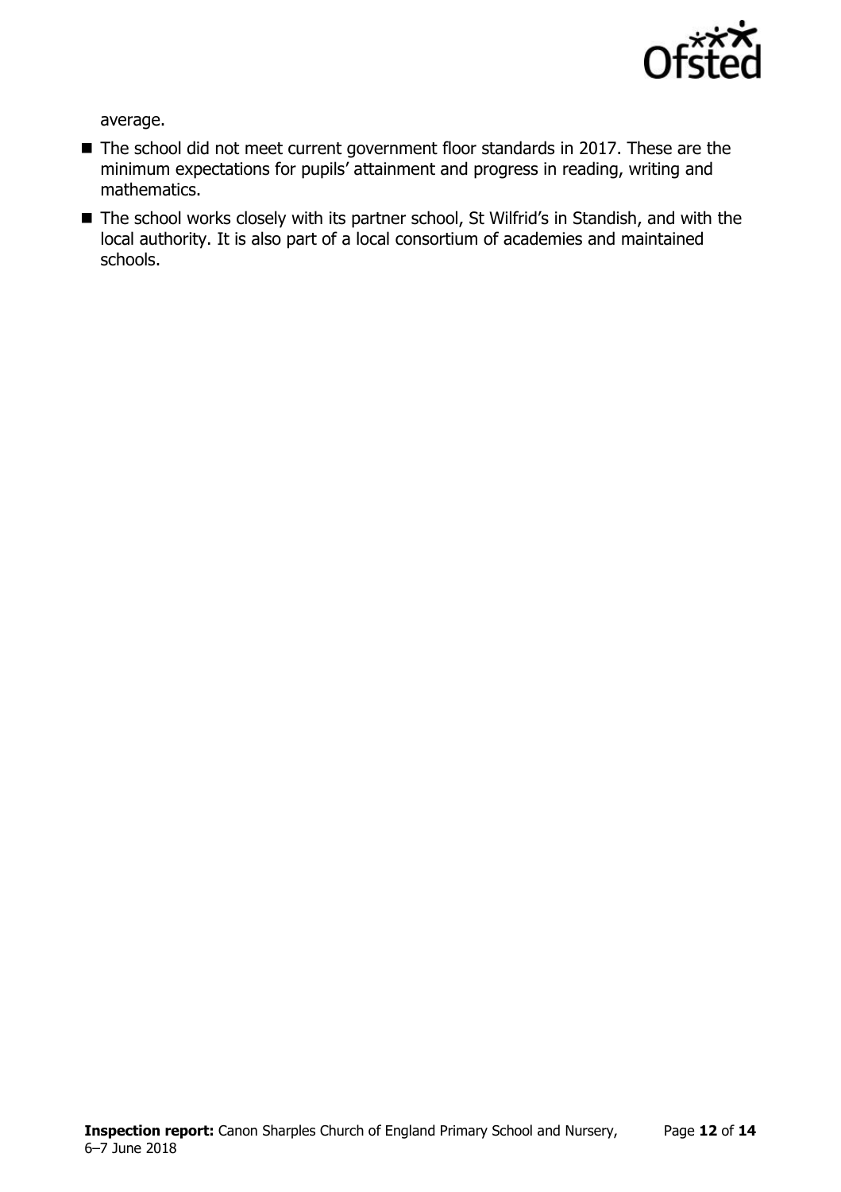average.

- The school did not meet current government floor standards in 2017. These are the minimum expectations for pupils' attainment and progress in reading, writing and mathematics.
- The school works closely with its partner school, St Wilfrid's in Standish, and with the local authority. It is also part of a local consortium of academies and maintained schools.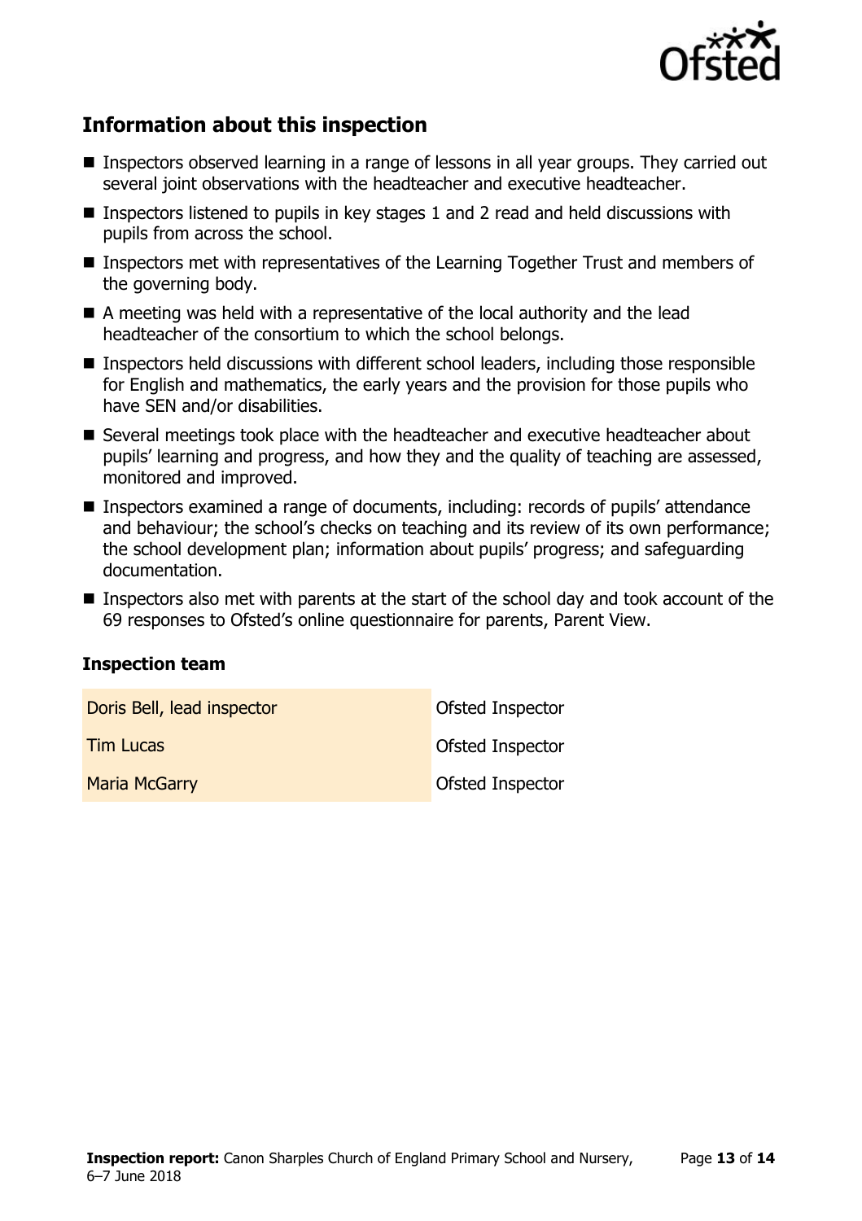## Information about this inspection

- Inspectors observed learning in a range of lessons in all year groups. They carried out several joint observations with the headteacher and executive headteacher.
- Inspectors listened to pupils in key stages 1 and 2 read and held discussions with pupils from across the school.
- Inspectors met with representatives of the Learning Together Trust and members of the governing body.
- A meeting was held with a representative of the local authority and the lead headteacher of the consortium to which the school belongs.
- Inspectors held discussions with different school leaders, including those responsible for English and mathematics, the early years and the provision for those pupils who have SEN and/or disabilities.
- Several meetings took place with the headteacher and executive headteacher about pupils' learning and progress, and how they and the quality of teaching are assessed, monitored and improved.
- Inspectors examined a range of documents, including: records of pupils' attendance and behaviour; the school's checks on teaching and its review of its own performance; the school development plan; information about pupils' progress; and safeguarding documentation.
- Inspectors also met with parents at the start of the school day and took account of the 69 responses to Ofsted's online questionnaire for parents, Parent View.

### Inspection team

| | |
|---|---|
| Doris Bell, lead inspector | Ofsted Inspector |
| Tim Lucas | Ofsted Inspector |
| Maria McGarry | Ofsted Inspector |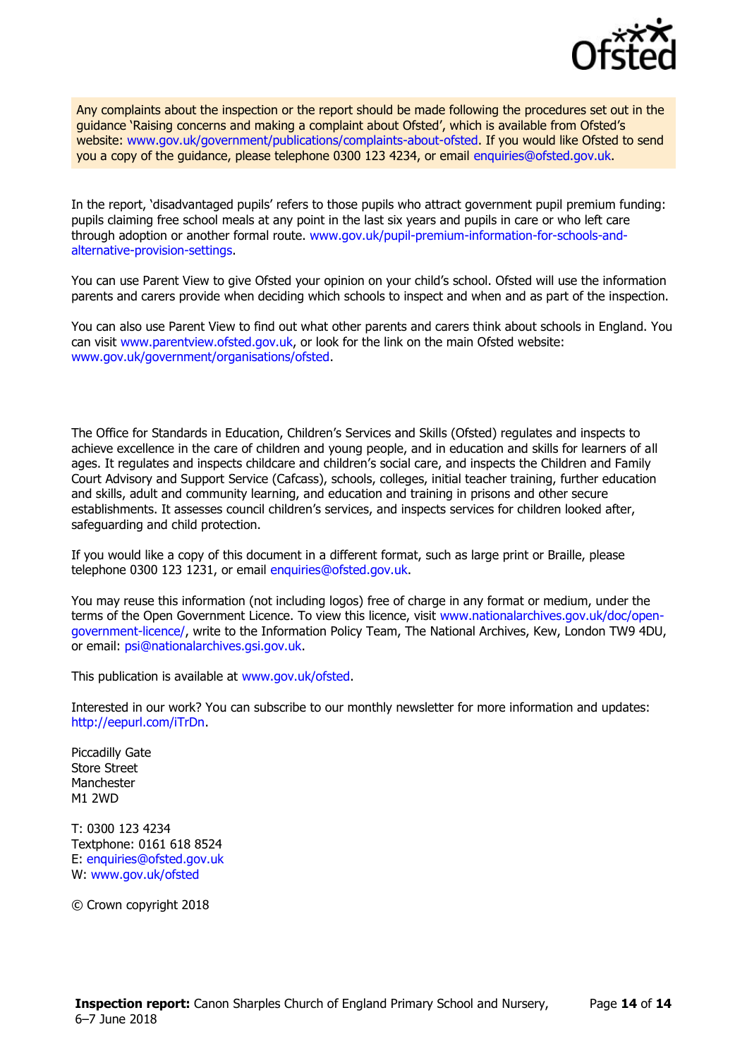Any complaints about the inspection or the report should be made following the procedures set out in the guidance 'Raising concerns and making a complaint about Ofsted', which is available from Ofsted's website: www.gov.uk/government/publications/complaints-about-ofsted. If you would like Ofsted to send you a copy of the guidance, please telephone 0300 123 4234, or email enquiries@ofsted.gov.uk.

In the report, 'disadvantaged pupils' refers to those pupils who attract government pupil premium funding: pupils claiming free school meals at any point in the last six years and pupils in care or who left care through adoption or another formal route. www.gov.uk/pupil-premium-information-for-schools-and-alternative-provision-settings.

You can use Parent View to give Ofsted your opinion on your child's school. Ofsted will use the information parents and carers provide when deciding which schools to inspect and when and as part of the inspection.

You can also use Parent View to find out what other parents and carers think about schools in England. You can visit www.parentview.ofsted.gov.uk, or look for the link on the main Ofsted website: www.gov.uk/government/organisations/ofsted.

The Office for Standards in Education, Children's Services and Skills (Ofsted) regulates and inspects to achieve excellence in the care of children and young people, and in education and skills for learners of all ages. It regulates and inspects childcare and children's social care, and inspects the Children and Family Court Advisory and Support Service (Cafcass), schools, colleges, initial teacher training, further education and skills, adult and community learning, and education and training in prisons and other secure establishments. It assesses council children's services, and inspects services for children looked after, safeguarding and child protection.

If you would like a copy of this document in a different format, such as large print or Braille, please telephone 0300 123 1231, or email enquiries@ofsted.gov.uk.

You may reuse this information (not including logos) free of charge in any format or medium, under the terms of the Open Government Licence. To view this licence, visit www.nationalarchives.gov.uk/doc/open-government-licence/, write to the Information Policy Team, The National Archives, Kew, London TW9 4DU, or email: psi@nationalarchives.gsi.gov.uk.

This publication is available at www.gov.uk/ofsted.

Interested in our work? You can subscribe to our monthly newsletter for more information and updates: http://eepurl.com/iTrDn.

Piccadilly Gate
Store Street
Manchester
M1 2WD

T: 0300 123 4234
Textphone: 0161 618 8524
E: enquiries@ofsted.gov.uk
W: www.gov.uk/ofsted

© Crown copyright 2018